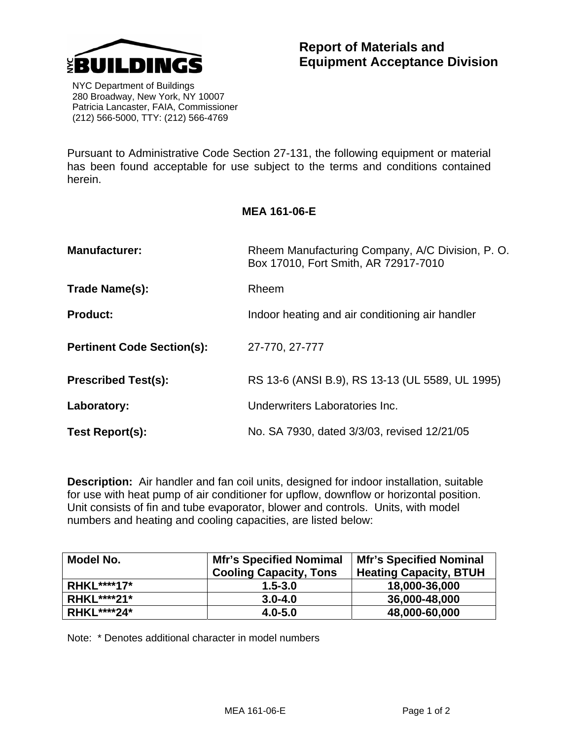NYC BUILDINGS

NYC Department of Buildings
280 Broadway, New York, NY 10007
Patricia Lancaster, FAIA, Commissioner
(212) 566-5000, TTY: (212) 566-4769

# Report of Materials and Equipment Acceptance Division

Pursuant to Administrative Code Section 27-131, the following equipment or material has been found acceptable for use subject to the terms and conditions contained herein.

## MEA 161-06-E

**Manufacturer:** Rheem Manufacturing Company, A/C Division, P. O. Box 17010, Fort Smith, AR 72917-7010

**Trade Name(s):** Rheem

**Product:** Indoor heating and air conditioning air handler

**Pertinent Code Section(s):** 27-770, 27-777

**Prescribed Test(s):** RS 13-6 (ANSI B.9), RS 13-13 (UL 5589, UL 1995)

**Laboratory:** Underwriters Laboratories Inc.

**Test Report(s):** No. SA 7930, dated 3/3/03, revised 12/21/05

**Description:** Air handler and fan coil units, designed for indoor installation, suitable for use with heat pump of air conditioner for upflow, downflow or horizontal position. Unit consists of fin and tube evaporator, blower and controls. Units, with model numbers and heating and cooling capacities, are listed below:

| Model No. | Mfr's Specified Nomimal Cooling Capacity, Tons | Mfr's Specified Nominal Heating Capacity, BTUH |
|---|---|---|
| RHKL****17* | 1.5-3.0 | 18,000-36,000 |
| RHKL****21* | 3.0-4.0 | 36,000-48,000 |
| RHKL****24* | 4.0-5.0 | 48,000-60,000 |

Note: * Denotes additional character in model numbers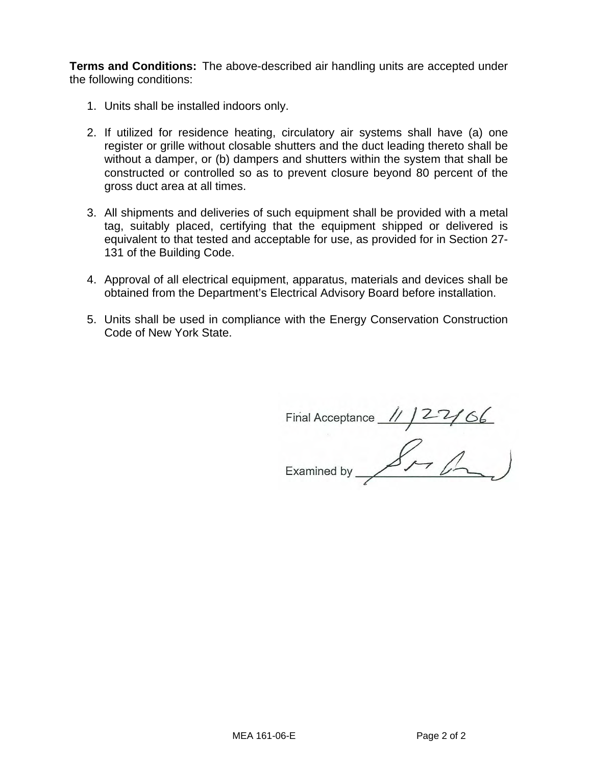**Terms and Conditions:** The above-described air handling units are accepted under the following conditions:

1. Units shall be installed indoors only.

2. If utilized for residence heating, circulatory air systems shall have (a) one register or grille without closable shutters and the duct leading thereto shall be without a damper, or (b) dampers and shutters within the system that shall be constructed or controlled so as to prevent closure beyond 80 percent of the gross duct area at all times.

3. All shipments and deliveries of such equipment shall be provided with a metal tag, suitably placed, certifying that the equipment shipped or delivered is equivalent to that tested and acceptable for use, as provided for in Section 27-131 of the Building Code.

4. Approval of all electrical equipment, apparatus, materials and devices shall be obtained from the Department's Electrical Advisory Board before installation.

5. Units shall be used in compliance with the Energy Conservation Construction Code of New York State.

Final Acceptance 11/22/06

Examined by

MEA 161-06-E